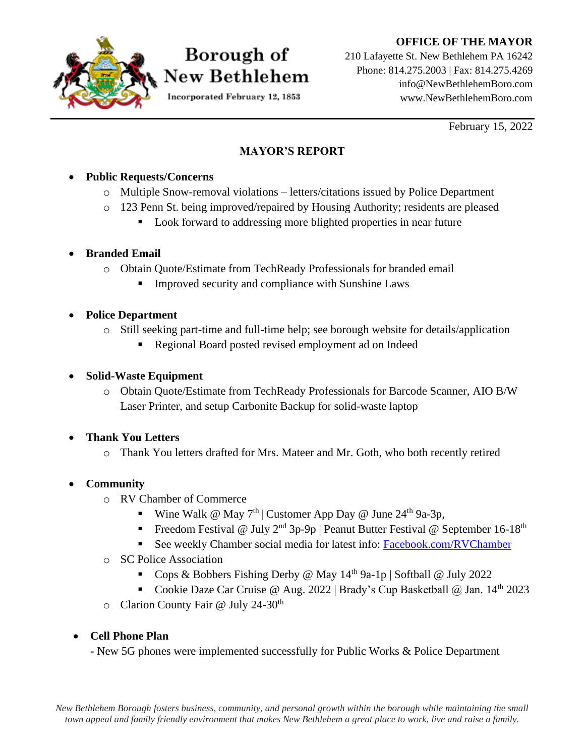**Borough of New Bethlehem**

Incorporated February 12, 1853

**OFFICE OF THE MAYOR**

210 Lafayette St. New Bethlehem PA 16242
Phone: 814.275.2003 | Fax: 814.275.4269
info@NewBethlehemBoro.com
www.NewBethlehemBoro.com

February 15, 2022

# MAYOR'S REPORT

- **Public Requests/Concerns**
  - Multiple Snow-removal violations – letters/citations issued by Police Department
  - 123 Penn St. being improved/repaired by Housing Authority; residents are pleased
    - Look forward to addressing more blighted properties in near future

- **Branded Email**
  - Obtain Quote/Estimate from TechReady Professionals for branded email
    - Improved security and compliance with Sunshine Laws

- **Police Department**
  - Still seeking part-time and full-time help; see borough website for details/application
    - Regional Board posted revised employment ad on Indeed

- **Solid-Waste Equipment**
  - Obtain Quote/Estimate from TechReady Professionals for Barcode Scanner, AIO B/W Laser Printer, and setup Carbonite Backup for solid-waste laptop

- **Thank You Letters**
  - Thank You letters drafted for Mrs. Mateer and Mr. Goth, who both recently retired

- **Community**
  - RV Chamber of Commerce
    - Wine Walk @ May 7th | Customer App Day @ June 24th 9a-3p,
    - Freedom Festival @ July 2nd 3p-9p | Peanut Butter Festival @ September 16-18th
    - See weekly Chamber social media for latest info: [Facebook.com/RVChamber](https://Facebook.com/RVChamber)
  - SC Police Association
    - Cops & Bobbers Fishing Derby @ May 14th 9a-1p | Softball @ July 2022
    - Cookie Daze Car Cruise @ Aug. 2022 | Brady's Cup Basketball @ Jan. 14th 2023
  - Clarion County Fair @ July 24-30th

- **Cell Phone Plan**
  - New 5G phones were implemented successfully for Public Works & Police Department

*New Bethlehem Borough fosters business, community, and personal growth within the borough while maintaining the small town appeal and family friendly environment that makes New Bethlehem a great place to work, live and raise a family.*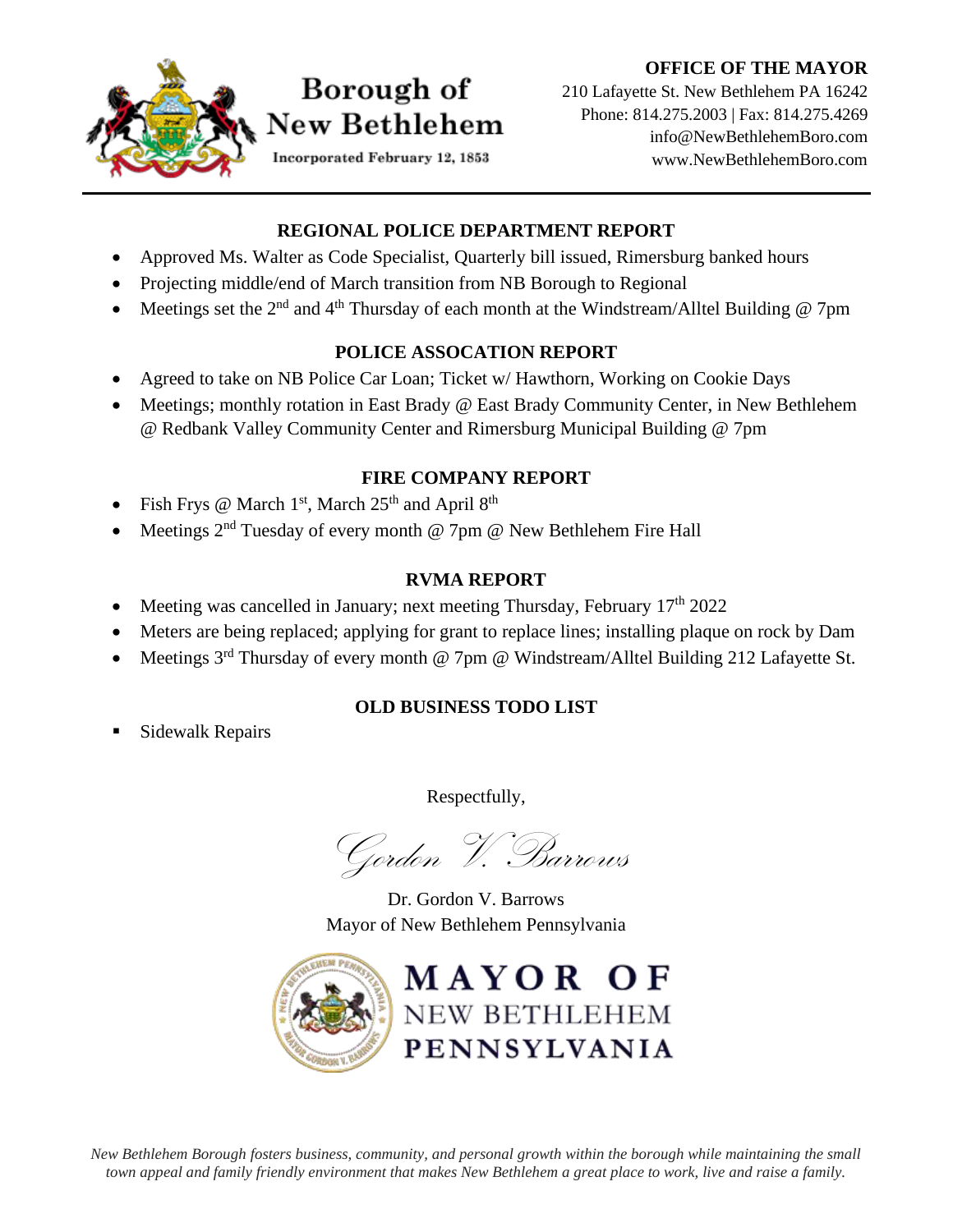**Borough of New Bethlehem**

Incorporated February 12, 1853

**OFFICE OF THE MAYOR**
210 Lafayette St. New Bethlehem PA 16242
Phone: 814.275.2003 | Fax: 814.275.4269
info@NewBethlehemBoro.com
www.NewBethlehemBoro.com

## REGIONAL POLICE DEPARTMENT REPORT

- Approved Ms. Walter as Code Specialist, Quarterly bill issued, Rimersburg banked hours
- Projecting middle/end of March transition from NB Borough to Regional
- Meetings set the 2nd and 4th Thursday of each month at the Windstream/Alltel Building @ 7pm

## POLICE ASSOCATION REPORT

- Agreed to take on NB Police Car Loan; Ticket w/ Hawthorn, Working on Cookie Days
- Meetings; monthly rotation in East Brady @ East Brady Community Center, in New Bethlehem @ Redbank Valley Community Center and Rimersburg Municipal Building @ 7pm

## FIRE COMPANY REPORT

- Fish Frys @ March 1st, March 25th and April 8th
- Meetings 2nd Tuesday of every month @ 7pm @ New Bethlehem Fire Hall

## RVMA REPORT

- Meeting was cancelled in January; next meeting Thursday, February 17th 2022
- Meters are being replaced; applying for grant to replace lines; installing plaque on rock by Dam
- Meetings 3rd Thursday of every month @ 7pm @ Windstream/Alltel Building 212 Lafayette St.

## OLD BUSINESS TODO LIST

- Sidewalk Repairs

Respectfully,

*Gordon V. Barrows*

Dr. Gordon V. Barrows
Mayor of New Bethlehem Pennsylvania

**MAYOR OF**
NEW BETHLEHEM
**PENNSYLVANIA**

*New Bethlehem Borough fosters business, community, and personal growth within the borough while maintaining the small town appeal and family friendly environment that makes New Bethlehem a great place to work, live and raise a family.*